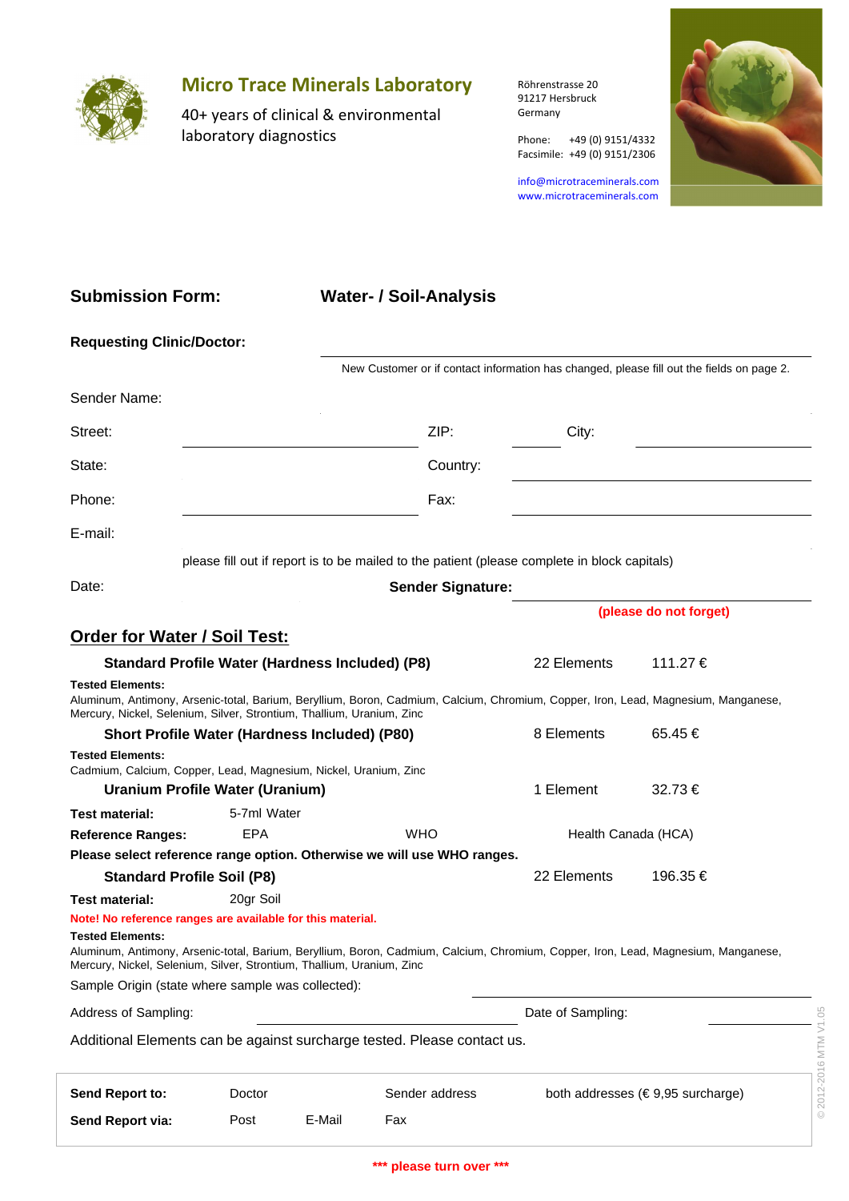## Micro Trace Minerals Laboratory

40+ years of clinical & environmental laboratory diagnostics

Röhrenstrasse 20
91217 Hersbruck
Germany

Phone: +49 (0) 9151/4332
Facsimile: +49 (0) 9151/2306

info@microtraceminerals.com
www.microtraceminerals.com

**Submission Form:** **Water- / Soil-Analysis**

**Requesting Clinic/Doctor:**

New Customer or if contact information has changed, please fill out the fields on page 2.

Sender Name:

Street: ZIP: City:

State: Country:

Phone: Fax:

E-mail:

please fill out if report is to be mailed to the patient (please complete in block capitals)

Date: **Sender Signature:**

**(please do not forget)**

## Order for Water / Soil Test:

| | | |
|---|---|---|
| **Standard Profile Water (Hardness Included) (P8)** | 22 Elements | 111.27 € |

**Tested Elements:**
Aluminum, Antimony, Arsenic-total, Barium, Beryllium, Boron, Cadmium, Calcium, Chromium, Copper, Iron, Lead, Magnesium, Manganese, Mercury, Nickel, Selenium, Silver, Strontium, Thallium, Uranium, Zinc

| | | |
|---|---|---|
| **Short Profile Water (Hardness Included) (P80)** | 8 Elements | 65.45 € |

**Tested Elements:**
Cadmium, Calcium, Copper, Lead, Magnesium, Nickel, Uranium, Zinc

| | | |
|---|---|---|
| **Uranium Profile Water (Uranium)** | 1 Element | 32.73 € |

**Test material:** 5-7ml Water

**Reference Ranges:** EPA WHO Health Canada (HCA)

**Please select reference range option. Otherwise we will use WHO ranges.**

| | | |
|---|---|---|
| **Standard Profile Soil (P8)** | 22 Elements | 196.35 € |

**Test material:** 20gr Soil

**Note! No reference ranges are available for this material.**

**Tested Elements:**
Aluminum, Antimony, Arsenic-total, Barium, Beryllium, Boron, Cadmium, Calcium, Chromium, Copper, Iron, Lead, Magnesium, Manganese, Mercury, Nickel, Selenium, Silver, Strontium, Thallium, Uranium, Zinc

Sample Origin (state where sample was collected):

Address of Sampling: Date of Sampling:

Additional Elements can be against surcharge tested. Please contact us.

**Send Report to:** Doctor Sender address both addresses (€ 9,95 surcharge)

**Send Report via:** Post E-Mail Fax

**\*\*\* please turn over \*\*\***

© 2012-2016 MTM V1.05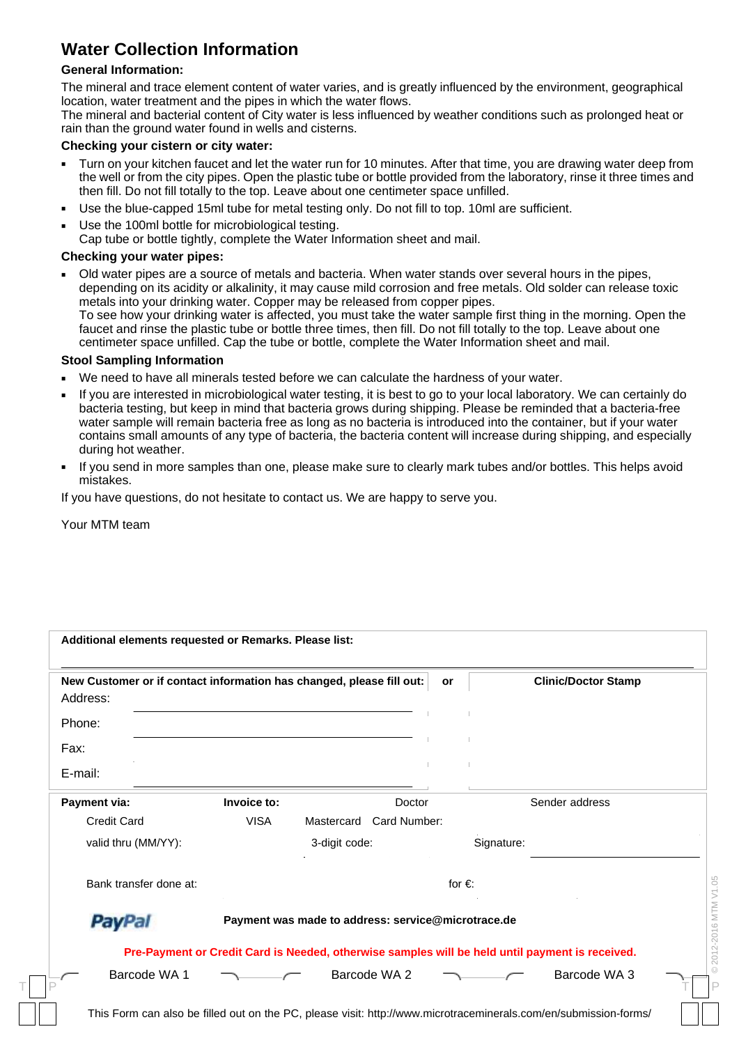# Water Collection Information

### General Information:

The mineral and trace element content of water varies, and is greatly influenced by the environment, geographical location, water treatment and the pipes in which the water flows.
The mineral and bacterial content of City water is less influenced by weather conditions such as prolonged heat or rain than the ground water found in wells and cisterns.

### Checking your cistern or city water:

- Turn on your kitchen faucet and let the water run for 10 minutes. After that time, you are drawing water deep from the well or from the city pipes. Open the plastic tube or bottle provided from the laboratory, rinse it three times and then fill. Do not fill totally to the top. Leave about one centimeter space unfilled.
- Use the blue-capped 15ml tube for metal testing only. Do not fill to top. 10ml are sufficient.
- Use the 100ml bottle for microbiological testing.
  Cap tube or bottle tightly, complete the Water Information sheet and mail.

### Checking your water pipes:

- Old water pipes are a source of metals and bacteria. When water stands over several hours in the pipes, depending on its acidity or alkalinity, it may cause mild corrosion and free metals. Old solder can release toxic metals into your drinking water. Copper may be released from copper pipes.
  To see how your drinking water is affected, you must take the water sample first thing in the morning. Open the faucet and rinse the plastic tube or bottle three times, then fill. Do not fill totally to the top. Leave about one centimeter space unfilled. Cap the tube or bottle, complete the Water Information sheet and mail.

### Stool Sampling Information

- We need to have all minerals tested before we can calculate the hardness of your water.
- If you are interested in microbiological water testing, it is best to go to your local laboratory. We can certainly do bacteria testing, but keep in mind that bacteria grows during shipping. Please be reminded that a bacteria-free water sample will remain bacteria free as long as no bacteria is introduced into the container, but if your water contains small amounts of any type of bacteria, the bacteria content will increase during shipping, and especially during hot weather.
- If you send in more samples than one, please make sure to clearly mark tubes and/or bottles. This helps avoid mistakes.

If you have questions, do not hesitate to contact us. We are happy to serve you.

Your MTM team

**Additional elements requested or Remarks. Please list:**

**New Customer or if contact information has changed, please fill out:** **or** **Clinic/Doctor Stamp**

Address:

Phone:

Fax:

E-mail:

**Payment via:** **Invoice to:** Doctor Sender address

Credit Card VISA Mastercard Card Number:

valid thru (MM/YY): 3-digit code: Signature:

Bank transfer done at: for €:

PayPal **Payment was made to address: service@microtrace.de**

**Pre-Payment or Credit Card is Needed, otherwise samples will be held until payment is received.**

Barcode WA 1 Barcode WA 2 Barcode WA 3

This Form can also be filled out on the PC, please visit: http://www.microtraceminerals.com/en/submission-forms/

© 2012-2016 MTM V1.05